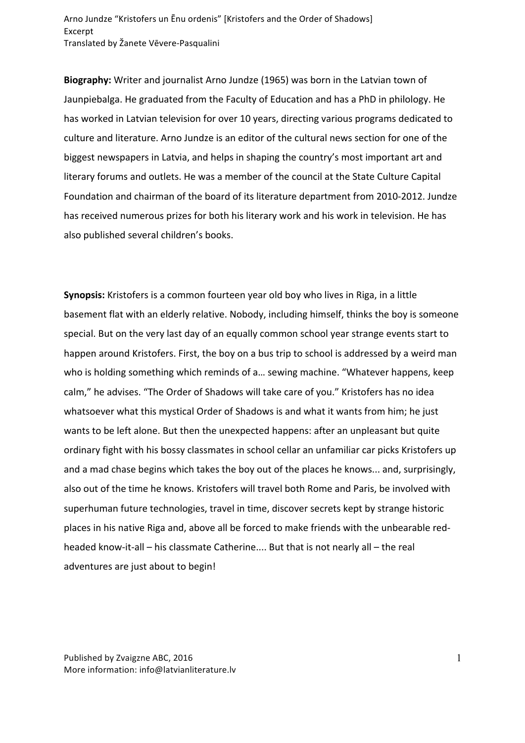**Biography:** Writer and journalist Arno Jundze (1965) was born in the Latvian town of Jaunpiebalga. He graduated from the Faculty of Education and has a PhD in philology. He has worked in Latvian television for over 10 years, directing various programs dedicated to culture and literature. Arno Jundze is an editor of the cultural news section for one of the biggest newspapers in Latvia, and helps in shaping the country's most important art and literary forums and outlets. He was a member of the council at the State Culture Capital Foundation and chairman of the board of its literature department from 2010-2012. Jundze has received numerous prizes for both his literary work and his work in television. He has also published several children's books.

**Synopsis:** Kristofers is a common fourteen year old boy who lives in Riga, in a little basement flat with an elderly relative. Nobody, including himself, thinks the boy is someone special. But on the very last day of an equally common school year strange events start to happen around Kristofers. First, the boy on a bus trip to school is addressed by a weird man who is holding something which reminds of a… sewing machine. "Whatever happens, keep calm," he advises. "The Order of Shadows will take care of you." Kristofers has no idea whatsoever what this mystical Order of Shadows is and what it wants from him; he just wants to be left alone. But then the unexpected happens: after an unpleasant but quite ordinary fight with his bossy classmates in school cellar an unfamiliar car picks Kristofers up and a mad chase begins which takes the boy out of the places he knows... and, surprisingly, also out of the time he knows. Kristofers will travel both Rome and Paris, be involved with superhuman future technologies, travel in time, discover secrets kept by strange historic places in his native Riga and, above all be forced to make friends with the unbearable red-headed know-it-all – his classmate Catherine.... But that is not nearly all – the real adventures are just about to begin!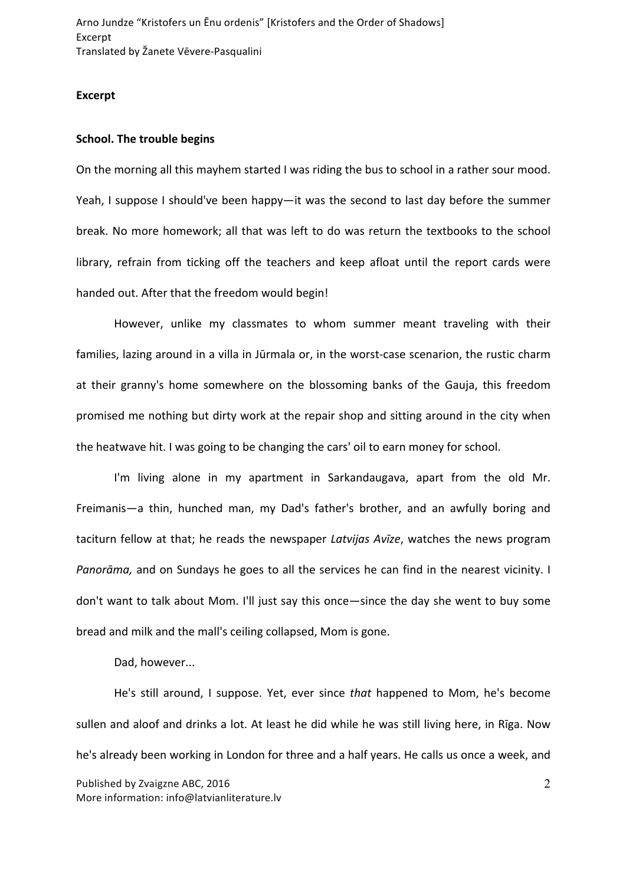**Excerpt**

**School. The trouble begins**

On the morning all this mayhem started I was riding the bus to school in a rather sour mood. Yeah, I suppose I should've been happy—it was the second to last day before the summer break. No more homework; all that was left to do was return the textbooks to the school library, refrain from ticking off the teachers and keep afloat until the report cards were handed out. After that the freedom would begin!

However, unlike my classmates to whom summer meant traveling with their families, lazing around in a villa in Jūrmala or, in the worst-case scenarion, the rustic charm at their granny's home somewhere on the blossoming banks of the Gauja, this freedom promised me nothing but dirty work at the repair shop and sitting around in the city when the heatwave hit. I was going to be changing the cars' oil to earn money for school.

I'm living alone in my apartment in Sarkandaugava, apart from the old Mr. Freimanis—a thin, hunched man, my Dad's father's brother, and an awfully boring and taciturn fellow at that; he reads the newspaper *Latvijas Avīze*, watches the news program *Panorāma,* and on Sundays he goes to all the services he can find in the nearest vicinity. I don't want to talk about Mom. I'll just say this once—since the day she went to buy some bread and milk and the mall's ceiling collapsed, Mom is gone.

Dad, however...

He's still around, I suppose. Yet, ever since *that* happened to Mom, he's become sullen and aloof and drinks a lot. At least he did while he was still living here, in Rīga. Now he's already been working in London for three and a half years. He calls us once a week, and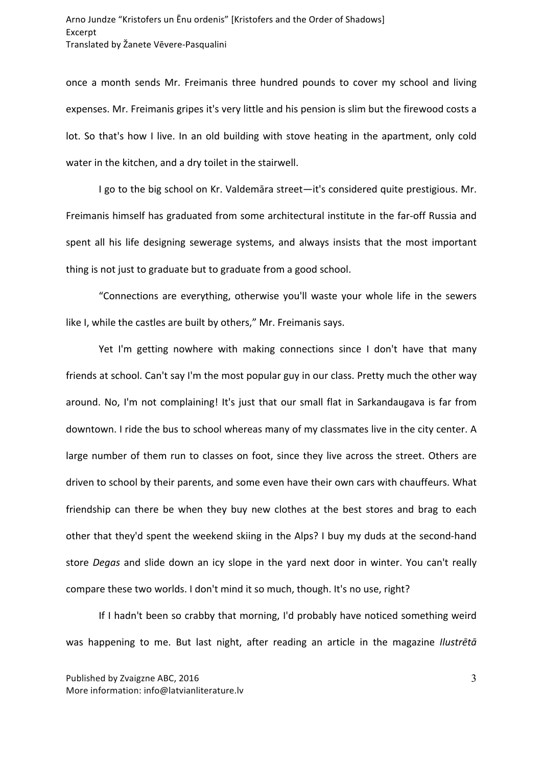once a month sends Mr. Freimanis three hundred pounds to cover my school and living expenses. Mr. Freimanis gripes it's very little and his pension is slim but the firewood costs a lot. So that's how I live. In an old building with stove heating in the apartment, only cold water in the kitchen, and a dry toilet in the stairwell.

I go to the big school on Kr. Valdemāra street—it's considered quite prestigious. Mr. Freimanis himself has graduated from some architectural institute in the far-off Russia and spent all his life designing sewerage systems, and always insists that the most important thing is not just to graduate but to graduate from a good school.

"Connections are everything, otherwise you'll waste your whole life in the sewers like I, while the castles are built by others," Mr. Freimanis says.

Yet I'm getting nowhere with making connections since I don't have that many friends at school. Can't say I'm the most popular guy in our class. Pretty much the other way around. No, I'm not complaining! It's just that our small flat in Sarkandaugava is far from downtown. I ride the bus to school whereas many of my classmates live in the city center. A large number of them run to classes on foot, since they live across the street. Others are driven to school by their parents, and some even have their own cars with chauffeurs. What friendship can there be when they buy new clothes at the best stores and brag to each other that they'd spent the weekend skiing in the Alps? I buy my duds at the second-hand store *Degas* and slide down an icy slope in the yard next door in winter. You can't really compare these two worlds. I don't mind it so much, though. It's no use, right?

If I hadn't been so crabby that morning, I'd probably have noticed something weird was happening to me. But last night, after reading an article in the magazine *Ilustrētā*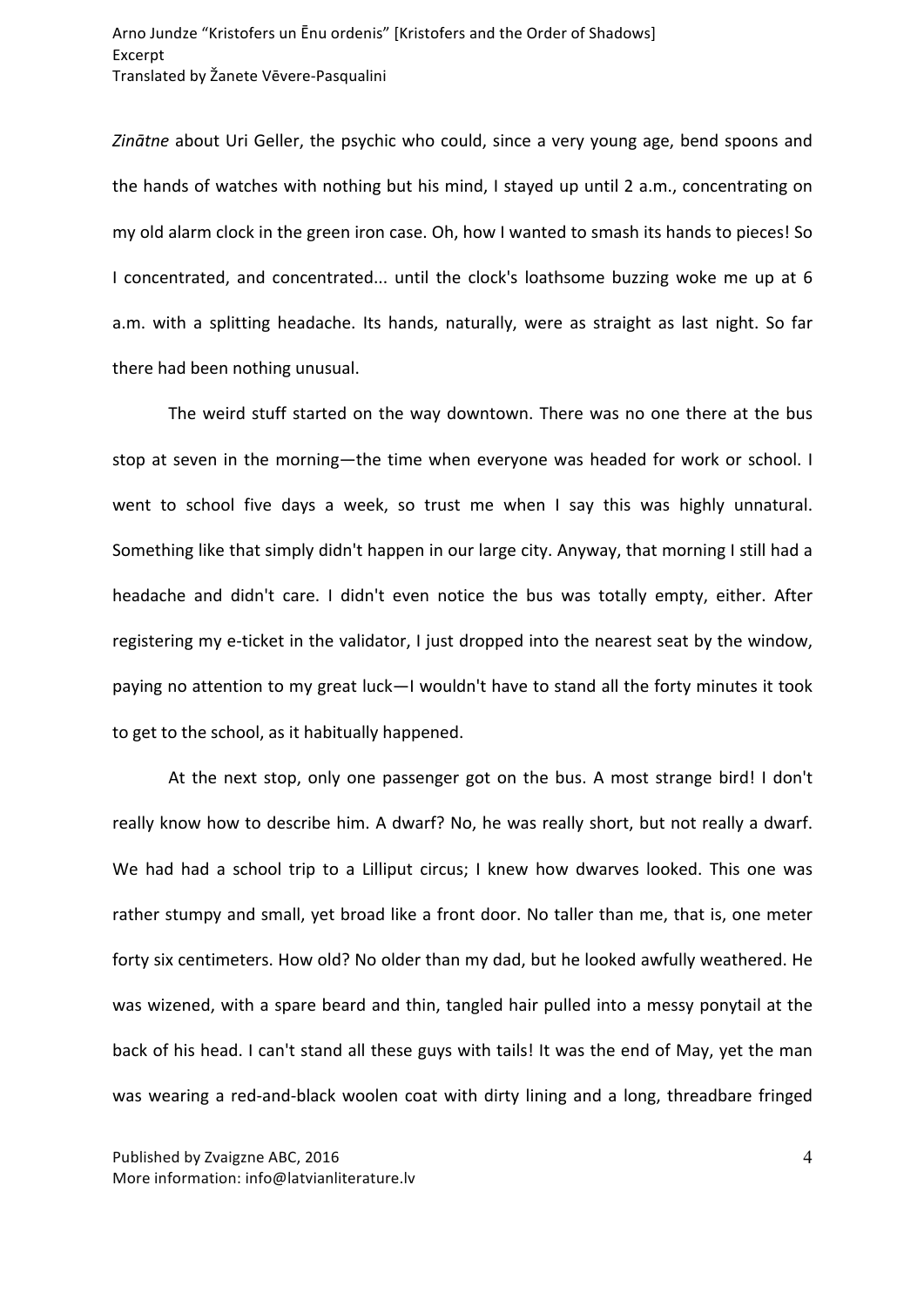*Zinātne* about Uri Geller, the psychic who could, since a very young age, bend spoons and the hands of watches with nothing but his mind, I stayed up until 2 a.m., concentrating on my old alarm clock in the green iron case. Oh, how I wanted to smash its hands to pieces! So I concentrated, and concentrated... until the clock's loathsome buzzing woke me up at 6 a.m. with a splitting headache. Its hands, naturally, were as straight as last night. So far there had been nothing unusual.

The weird stuff started on the way downtown. There was no one there at the bus stop at seven in the morning—the time when everyone was headed for work or school. I went to school five days a week, so trust me when I say this was highly unnatural. Something like that simply didn't happen in our large city. Anyway, that morning I still had a headache and didn't care. I didn't even notice the bus was totally empty, either. After registering my e-ticket in the validator, I just dropped into the nearest seat by the window, paying no attention to my great luck—I wouldn't have to stand all the forty minutes it took to get to the school, as it habitually happened.

At the next stop, only one passenger got on the bus. A most strange bird! I don't really know how to describe him. A dwarf? No, he was really short, but not really a dwarf. We had had a school trip to a Lilliput circus; I knew how dwarves looked. This one was rather stumpy and small, yet broad like a front door. No taller than me, that is, one meter forty six centimeters. How old? No older than my dad, but he looked awfully weathered. He was wizened, with a spare beard and thin, tangled hair pulled into a messy ponytail at the back of his head. I can't stand all these guys with tails! It was the end of May, yet the man was wearing a red-and-black woolen coat with dirty lining and a long, threadbare fringed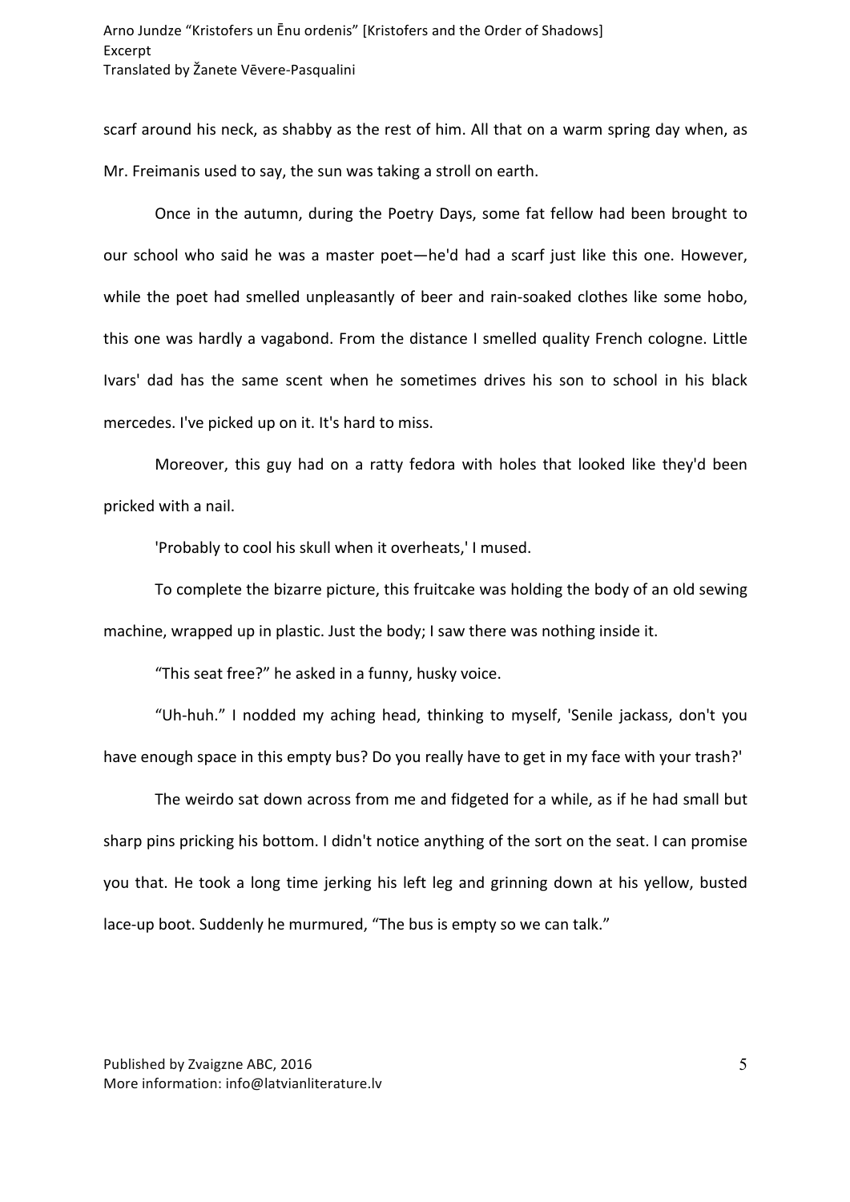scarf around his neck, as shabby as the rest of him. All that on a warm spring day when, as Mr. Freimanis used to say, the sun was taking a stroll on earth.

Once in the autumn, during the Poetry Days, some fat fellow had been brought to our school who said he was a master poet—he'd had a scarf just like this one. However, while the poet had smelled unpleasantly of beer and rain-soaked clothes like some hobo, this one was hardly a vagabond. From the distance I smelled quality French cologne. Little Ivars' dad has the same scent when he sometimes drives his son to school in his black mercedes. I've picked up on it. It's hard to miss.

Moreover, this guy had on a ratty fedora with holes that looked like they'd been pricked with a nail.

'Probably to cool his skull when it overheats,' I mused.

To complete the bizarre picture, this fruitcake was holding the body of an old sewing machine, wrapped up in plastic. Just the body; I saw there was nothing inside it.

"This seat free?" he asked in a funny, husky voice.

"Uh-huh." I nodded my aching head, thinking to myself, 'Senile jackass, don't you have enough space in this empty bus? Do you really have to get in my face with your trash?'

The weirdo sat down across from me and fidgeted for a while, as if he had small but sharp pins pricking his bottom. I didn't notice anything of the sort on the seat. I can promise you that. He took a long time jerking his left leg and grinning down at his yellow, busted lace-up boot. Suddenly he murmured, "The bus is empty so we can talk."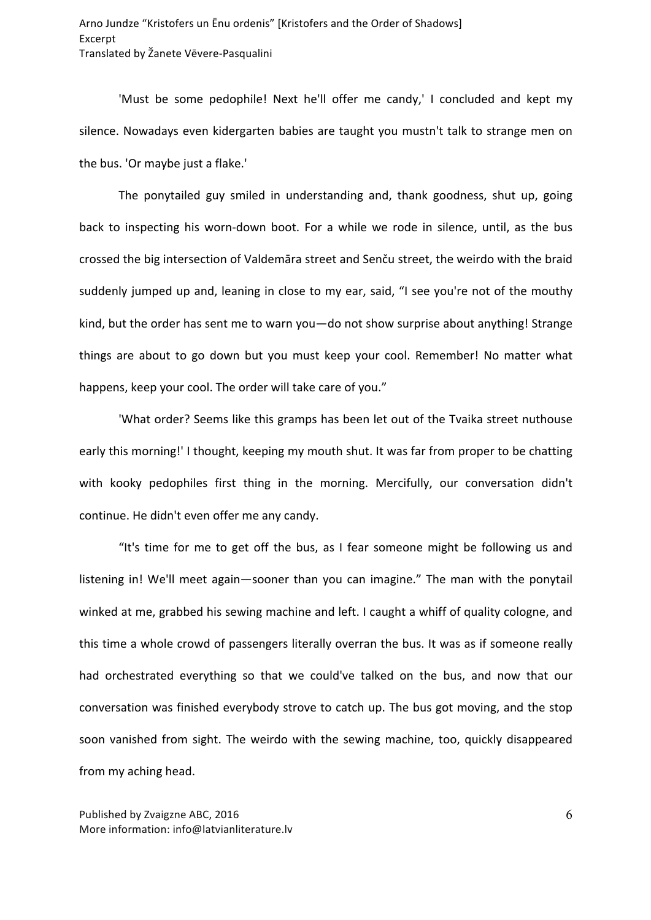'Must be some pedophile! Next he'll offer me candy,' I concluded and kept my silence. Nowadays even kidergarten babies are taught you mustn't talk to strange men on the bus. 'Or maybe just a flake.'

The ponytailed guy smiled in understanding and, thank goodness, shut up, going back to inspecting his worn-down boot. For a while we rode in silence, until, as the bus crossed the big intersection of Valdemāra street and Senču street, the weirdo with the braid suddenly jumped up and, leaning in close to my ear, said, "I see you're not of the mouthy kind, but the order has sent me to warn you—do not show surprise about anything! Strange things are about to go down but you must keep your cool. Remember! No matter what happens, keep your cool. The order will take care of you."

'What order? Seems like this gramps has been let out of the Tvaika street nuthouse early this morning!' I thought, keeping my mouth shut. It was far from proper to be chatting with kooky pedophiles first thing in the morning. Mercifully, our conversation didn't continue. He didn't even offer me any candy.

"It's time for me to get off the bus, as I fear someone might be following us and listening in! We'll meet again—sooner than you can imagine." The man with the ponytail winked at me, grabbed his sewing machine and left. I caught a whiff of quality cologne, and this time a whole crowd of passengers literally overran the bus. It was as if someone really had orchestrated everything so that we could've talked on the bus, and now that our conversation was finished everybody strove to catch up. The bus got moving, and the stop soon vanished from sight. The weirdo with the sewing machine, too, quickly disappeared from my aching head.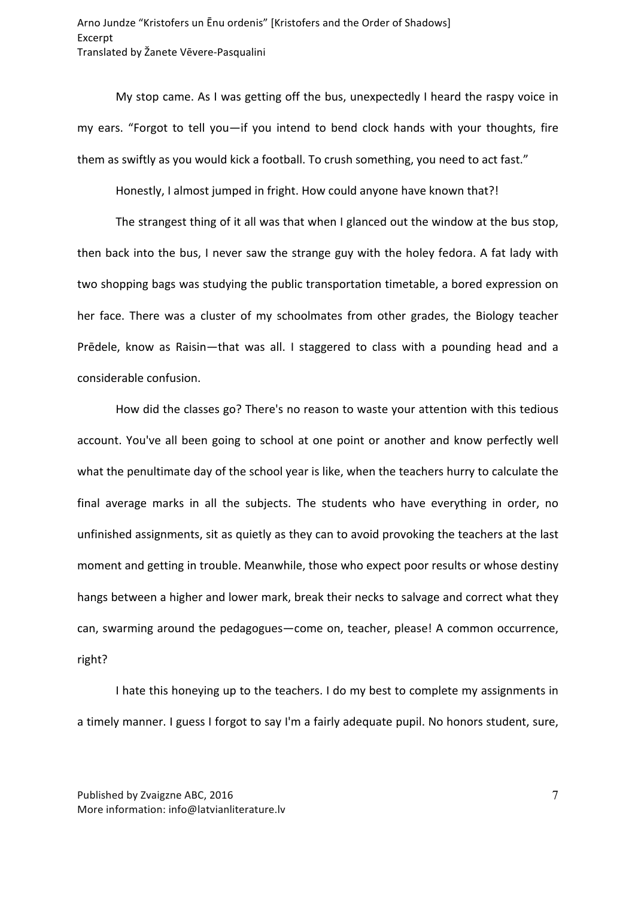My stop came. As I was getting off the bus, unexpectedly I heard the raspy voice in my ears. "Forgot to tell you—if you intend to bend clock hands with your thoughts, fire them as swiftly as you would kick a football. To crush something, you need to act fast."

Honestly, I almost jumped in fright. How could anyone have known that?!

The strangest thing of it all was that when I glanced out the window at the bus stop, then back into the bus, I never saw the strange guy with the holey fedora. A fat lady with two shopping bags was studying the public transportation timetable, a bored expression on her face. There was a cluster of my schoolmates from other grades, the Biology teacher Prēdele, know as Raisin—that was all. I staggered to class with a pounding head and a considerable confusion.

How did the classes go? There's no reason to waste your attention with this tedious account. You've all been going to school at one point or another and know perfectly well what the penultimate day of the school year is like, when the teachers hurry to calculate the final average marks in all the subjects. The students who have everything in order, no unfinished assignments, sit as quietly as they can to avoid provoking the teachers at the last moment and getting in trouble. Meanwhile, those who expect poor results or whose destiny hangs between a higher and lower mark, break their necks to salvage and correct what they can, swarming around the pedagogues—come on, teacher, please! A common occurrence, right?

I hate this honeying up to the teachers. I do my best to complete my assignments in a timely manner. I guess I forgot to say I'm a fairly adequate pupil. No honors student, sure,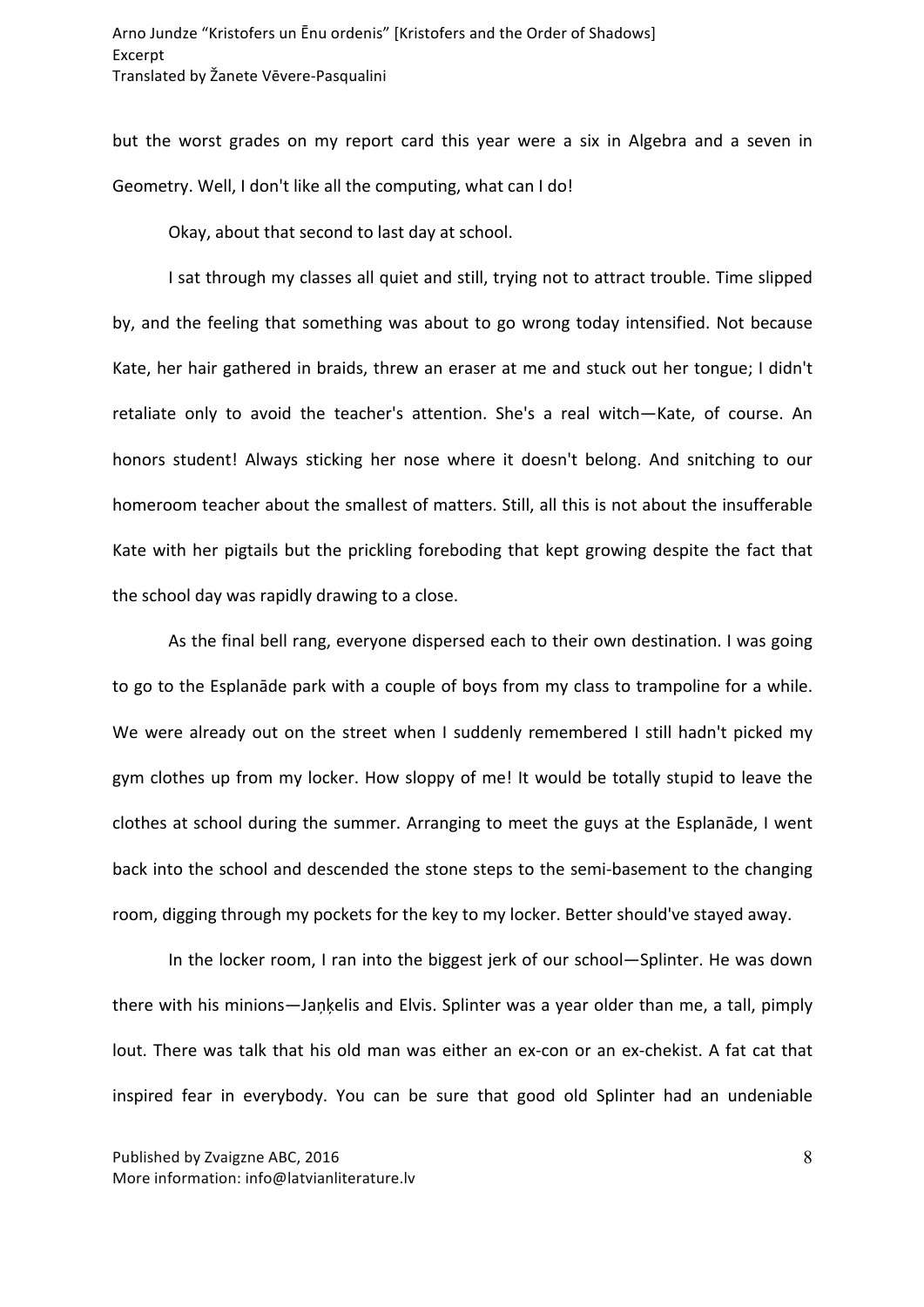but the worst grades on my report card this year were a six in Algebra and a seven in Geometry. Well, I don't like all the computing, what can I do!

Okay, about that second to last day at school.

I sat through my classes all quiet and still, trying not to attract trouble. Time slipped by, and the feeling that something was about to go wrong today intensified. Not because Kate, her hair gathered in braids, threw an eraser at me and stuck out her tongue; I didn't retaliate only to avoid the teacher's attention. She's a real witch—Kate, of course. An honors student! Always sticking her nose where it doesn't belong. And snitching to our homeroom teacher about the smallest of matters. Still, all this is not about the insufferable Kate with her pigtails but the prickling foreboding that kept growing despite the fact that the school day was rapidly drawing to a close.

As the final bell rang, everyone dispersed each to their own destination. I was going to go to the Esplanāde park with a couple of boys from my class to trampoline for a while. We were already out on the street when I suddenly remembered I still hadn't picked my gym clothes up from my locker. How sloppy of me! It would be totally stupid to leave the clothes at school during the summer. Arranging to meet the guys at the Esplanāde, I went back into the school and descended the stone steps to the semi-basement to the changing room, digging through my pockets for the key to my locker. Better should've stayed away.

In the locker room, I ran into the biggest jerk of our school—Splinter. He was down there with his minions—Jaņķelis and Elvis. Splinter was a year older than me, a tall, pimply lout. There was talk that his old man was either an ex-con or an ex-chekist. A fat cat that inspired fear in everybody. You can be sure that good old Splinter had an undeniable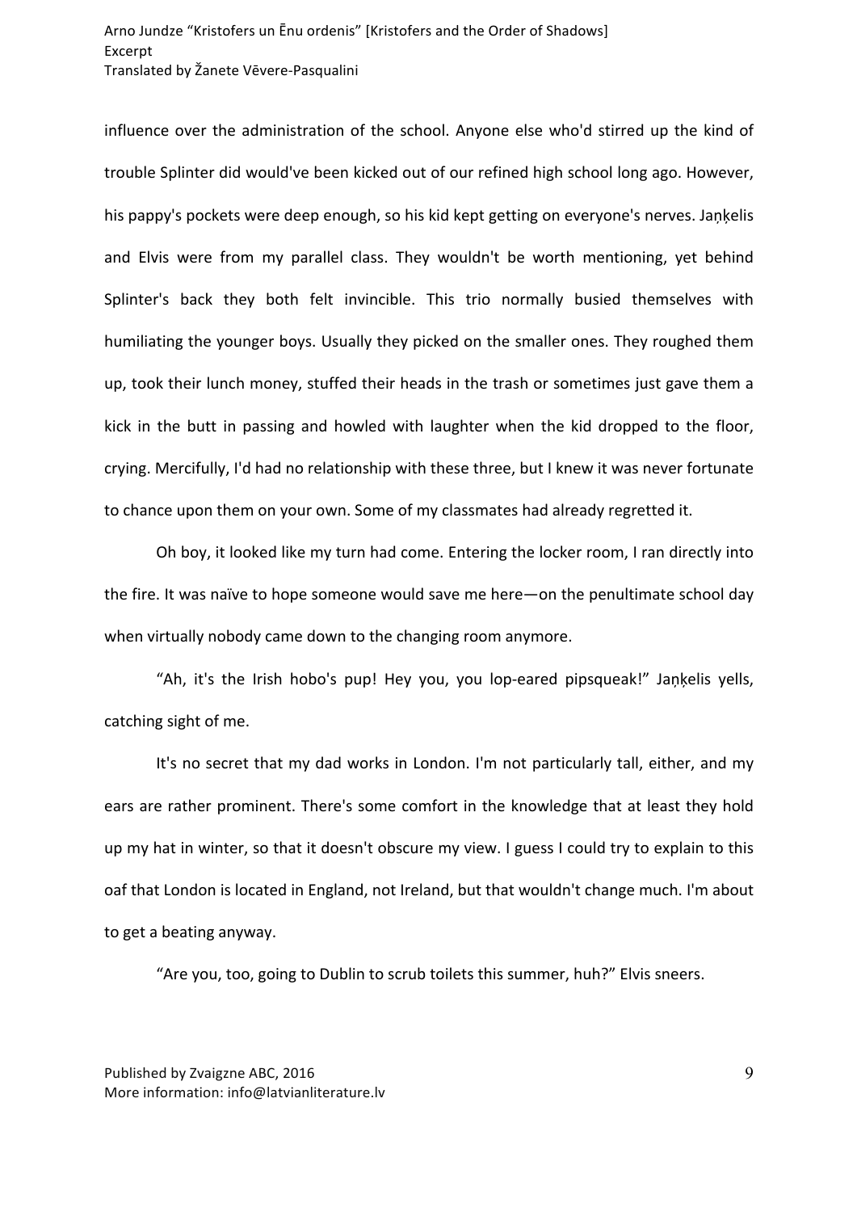influence over the administration of the school. Anyone else who'd stirred up the kind of trouble Splinter did would've been kicked out of our refined high school long ago. However, his pappy's pockets were deep enough, so his kid kept getting on everyone's nerves. Jaņķelis and Elvis were from my parallel class. They wouldn't be worth mentioning, yet behind Splinter's back they both felt invincible. This trio normally busied themselves with humiliating the younger boys. Usually they picked on the smaller ones. They roughed them up, took their lunch money, stuffed their heads in the trash or sometimes just gave them a kick in the butt in passing and howled with laughter when the kid dropped to the floor, crying. Mercifully, I'd had no relationship with these three, but I knew it was never fortunate to chance upon them on your own. Some of my classmates had already regretted it.

Oh boy, it looked like my turn had come. Entering the locker room, I ran directly into the fire. It was naïve to hope someone would save me here—on the penultimate school day when virtually nobody came down to the changing room anymore.

“Ah, it's the Irish hobo's pup! Hey you, you lop-eared pipsqueak!” Jaņķelis yells, catching sight of me.

It's no secret that my dad works in London. I'm not particularly tall, either, and my ears are rather prominent. There's some comfort in the knowledge that at least they hold up my hat in winter, so that it doesn't obscure my view. I guess I could try to explain to this oaf that London is located in England, not Ireland, but that wouldn't change much. I'm about to get a beating anyway.

“Are you, too, going to Dublin to scrub toilets this summer, huh?” Elvis sneers.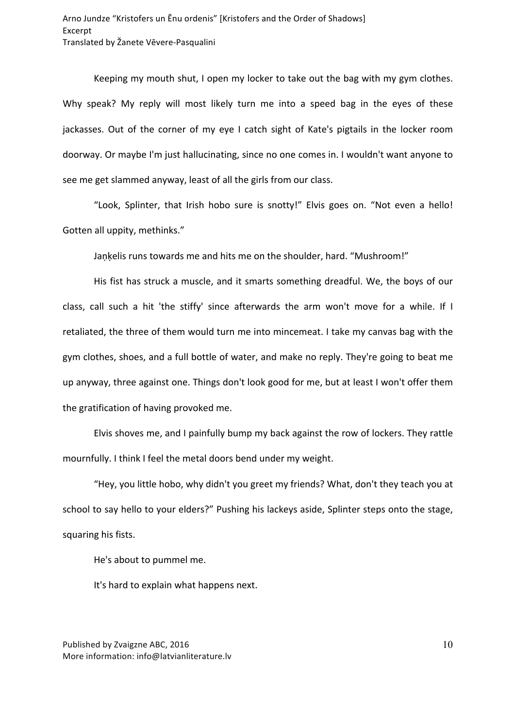Keeping my mouth shut, I open my locker to take out the bag with my gym clothes. Why speak? My reply will most likely turn me into a speed bag in the eyes of these jackasses. Out of the corner of my eye I catch sight of Kate's pigtails in the locker room doorway. Or maybe I'm just hallucinating, since no one comes in. I wouldn't want anyone to see me get slammed anyway, least of all the girls from our class.

"Look, Splinter, that Irish hobo sure is snotty!" Elvis goes on. "Not even a hello! Gotten all uppity, methinks."

Jaņķelis runs towards me and hits me on the shoulder, hard. "Mushroom!"

His fist has struck a muscle, and it smarts something dreadful. We, the boys of our class, call such a hit 'the stiffy' since afterwards the arm won't move for a while. If I retaliated, the three of them would turn me into mincemeat. I take my canvas bag with the gym clothes, shoes, and a full bottle of water, and make no reply. They're going to beat me up anyway, three against one. Things don't look good for me, but at least I won't offer them the gratification of having provoked me.

Elvis shoves me, and I painfully bump my back against the row of lockers. They rattle mournfully. I think I feel the metal doors bend under my weight.

"Hey, you little hobo, why didn't you greet my friends? What, don't they teach you at school to say hello to your elders?" Pushing his lackeys aside, Splinter steps onto the stage, squaring his fists.

He's about to pummel me.

It's hard to explain what happens next.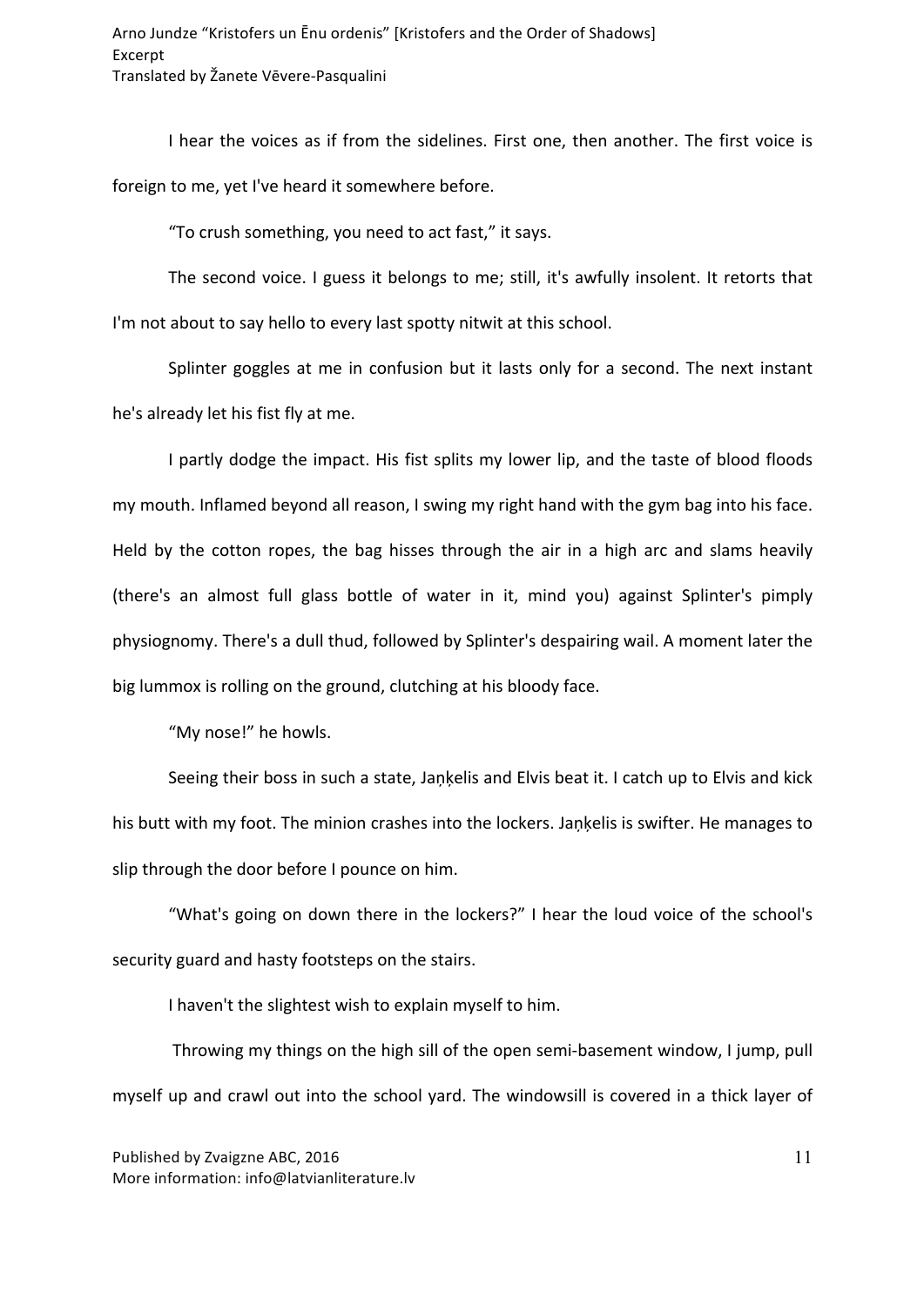I hear the voices as if from the sidelines. First one, then another. The first voice is foreign to me, yet I've heard it somewhere before.

"To crush something, you need to act fast," it says.

The second voice. I guess it belongs to me; still, it's awfully insolent. It retorts that I'm not about to say hello to every last spotty nitwit at this school.

Splinter goggles at me in confusion but it lasts only for a second. The next instant he's already let his fist fly at me.

I partly dodge the impact. His fist splits my lower lip, and the taste of blood floods my mouth. Inflamed beyond all reason, I swing my right hand with the gym bag into his face. Held by the cotton ropes, the bag hisses through the air in a high arc and slams heavily (there's an almost full glass bottle of water in it, mind you) against Splinter's pimply physiognomy. There's a dull thud, followed by Splinter's despairing wail. A moment later the big lummox is rolling on the ground, clutching at his bloody face.

"My nose!" he howls.

Seeing their boss in such a state, Jaņķelis and Elvis beat it. I catch up to Elvis and kick his butt with my foot. The minion crashes into the lockers. Jaņķelis is swifter. He manages to slip through the door before I pounce on him.

"What's going on down there in the lockers?" I hear the loud voice of the school's security guard and hasty footsteps on the stairs.

I haven't the slightest wish to explain myself to him.

Throwing my things on the high sill of the open semi-basement window, I jump, pull myself up and crawl out into the school yard. The windowsill is covered in a thick layer of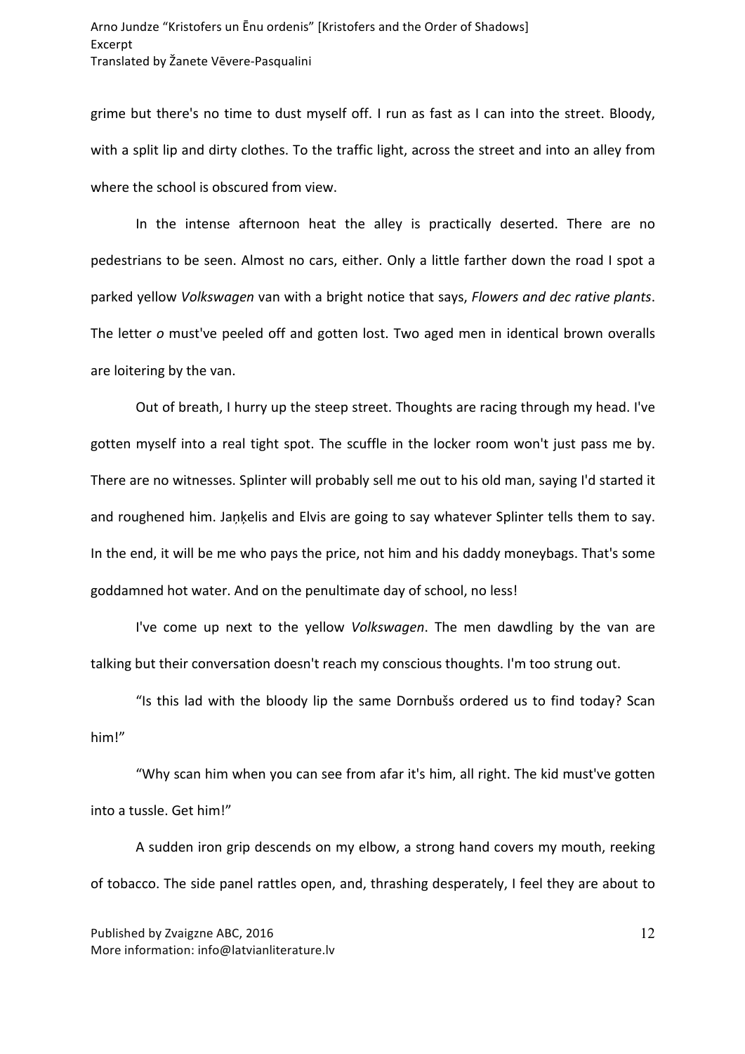grime but there's no time to dust myself off. I run as fast as I can into the street. Bloody, with a split lip and dirty clothes. To the traffic light, across the street and into an alley from where the school is obscured from view.

In the intense afternoon heat the alley is practically deserted. There are no pedestrians to be seen. Almost no cars, either. Only a little farther down the road I spot a parked yellow *Volkswagen* van with a bright notice that says, *Flowers and dec rative plants*. The letter *o* must've peeled off and gotten lost. Two aged men in identical brown overalls are loitering by the van.

Out of breath, I hurry up the steep street. Thoughts are racing through my head. I've gotten myself into a real tight spot. The scuffle in the locker room won't just pass me by. There are no witnesses. Splinter will probably sell me out to his old man, saying I'd started it and roughened him. Jaņķelis and Elvis are going to say whatever Splinter tells them to say. In the end, it will be me who pays the price, not him and his daddy moneybags. That's some goddamned hot water. And on the penultimate day of school, no less!

I've come up next to the yellow *Volkswagen*. The men dawdling by the van are talking but their conversation doesn't reach my conscious thoughts. I'm too strung out.

"Is this lad with the bloody lip the same Dornbušs ordered us to find today? Scan him!"

"Why scan him when you can see from afar it's him, all right. The kid must've gotten into a tussle. Get him!"

A sudden iron grip descends on my elbow, a strong hand covers my mouth, reeking of tobacco. The side panel rattles open, and, thrashing desperately, I feel they are about to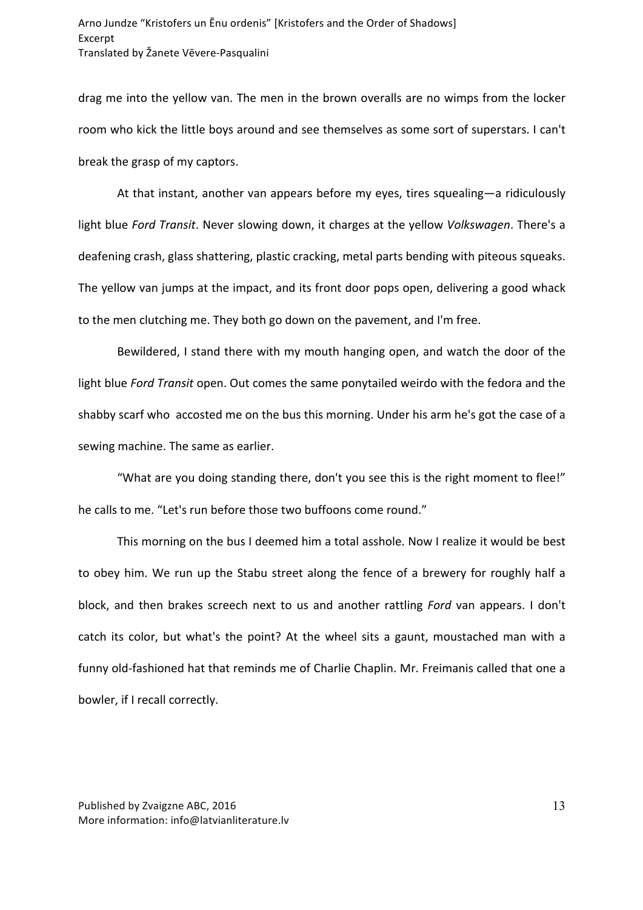drag me into the yellow van. The men in the brown overalls are no wimps from the locker room who kick the little boys around and see themselves as some sort of superstars. I can't break the grasp of my captors.

At that instant, another van appears before my eyes, tires squealing—a ridiculously light blue *Ford Transit*. Never slowing down, it charges at the yellow *Volkswagen*. There's a deafening crash, glass shattering, plastic cracking, metal parts bending with piteous squeaks. The yellow van jumps at the impact, and its front door pops open, delivering a good whack to the men clutching me. They both go down on the pavement, and I'm free.

Bewildered, I stand there with my mouth hanging open, and watch the door of the light blue *Ford Transit* open. Out comes the same ponytailed weirdo with the fedora and the shabby scarf who accosted me on the bus this morning. Under his arm he's got the case of a sewing machine. The same as earlier.

"What are you doing standing there, don't you see this is the right moment to flee!" he calls to me. "Let's run before those two buffoons come round."

This morning on the bus I deemed him a total asshole. Now I realize it would be best to obey him. We run up the Stabu street along the fence of a brewery for roughly half a block, and then brakes screech next to us and another rattling *Ford* van appears. I don't catch its color, but what's the point? At the wheel sits a gaunt, moustached man with a funny old-fashioned hat that reminds me of Charlie Chaplin. Mr. Freimanis called that one a bowler, if I recall correctly.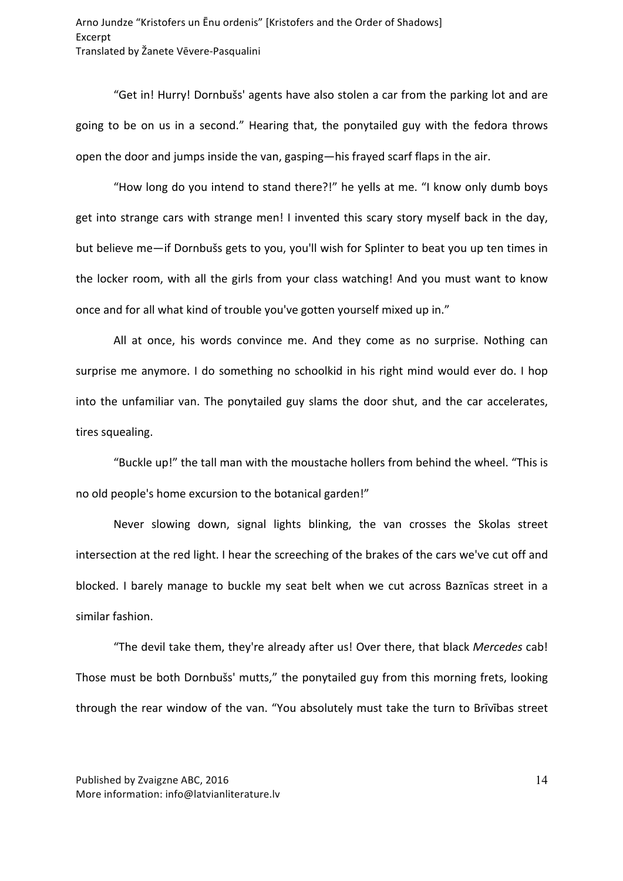"Get in! Hurry! Dornbušs' agents have also stolen a car from the parking lot and are going to be on us in a second." Hearing that, the ponytailed guy with the fedora throws open the door and jumps inside the van, gasping—his frayed scarf flaps in the air.

"How long do you intend to stand there?!" he yells at me. "I know only dumb boys get into strange cars with strange men! I invented this scary story myself back in the day, but believe me—if Dornbušs gets to you, you'll wish for Splinter to beat you up ten times in the locker room, with all the girls from your class watching! And you must want to know once and for all what kind of trouble you've gotten yourself mixed up in."

All at once, his words convince me. And they come as no surprise. Nothing can surprise me anymore. I do something no schoolkid in his right mind would ever do. I hop into the unfamiliar van. The ponytailed guy slams the door shut, and the car accelerates, tires squealing.

"Buckle up!" the tall man with the moustache hollers from behind the wheel. "This is no old people's home excursion to the botanical garden!"

Never slowing down, signal lights blinking, the van crosses the Skolas street intersection at the red light. I hear the screeching of the brakes of the cars we've cut off and blocked. I barely manage to buckle my seat belt when we cut across Baznīcas street in a similar fashion.

"The devil take them, they're already after us! Over there, that black *Mercedes* cab! Those must be both Dornbušs' mutts," the ponytailed guy from this morning frets, looking through the rear window of the van. "You absolutely must take the turn to Brīvības street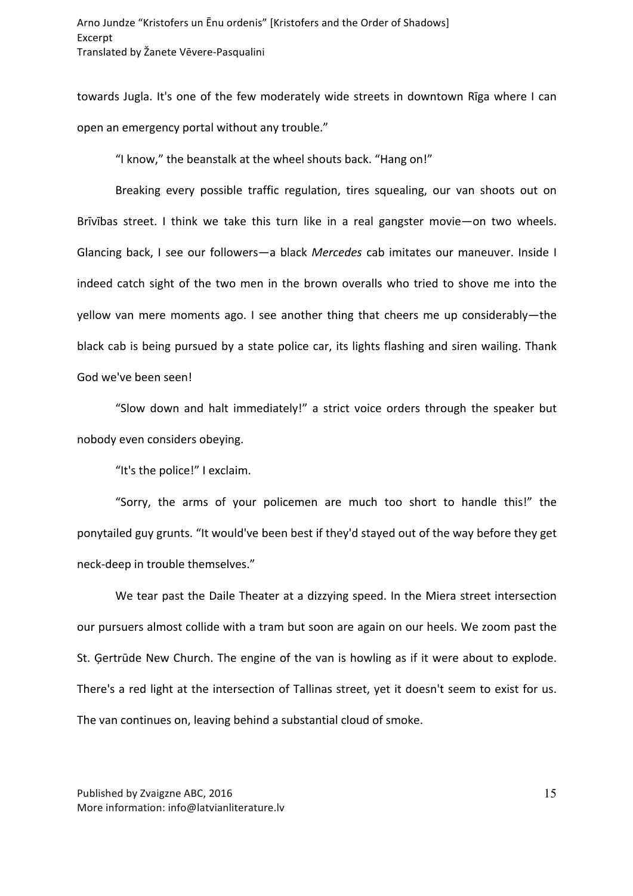towards Jugla. It's one of the few moderately wide streets in downtown Rīga where I can open an emergency portal without any trouble."

"I know," the beanstalk at the wheel shouts back. "Hang on!"

Breaking every possible traffic regulation, tires squealing, our van shoots out on Brīvības street. I think we take this turn like in a real gangster movie—on two wheels. Glancing back, I see our followers—a black *Mercedes* cab imitates our maneuver. Inside I indeed catch sight of the two men in the brown overalls who tried to shove me into the yellow van mere moments ago. I see another thing that cheers me up considerably—the black cab is being pursued by a state police car, its lights flashing and siren wailing. Thank God we've been seen!

"Slow down and halt immediately!" a strict voice orders through the speaker but nobody even considers obeying.

"It's the police!" I exclaim.

"Sorry, the arms of your policemen are much too short to handle this!" the ponytailed guy grunts. "It would've been best if they'd stayed out of the way before they get neck-deep in trouble themselves."

We tear past the Daile Theater at a dizzying speed. In the Miera street intersection our pursuers almost collide with a tram but soon are again on our heels. We zoom past the St. Ģertrūde New Church. The engine of the van is howling as if it were about to explode. There's a red light at the intersection of Tallinas street, yet it doesn't seem to exist for us. The van continues on, leaving behind a substantial cloud of smoke.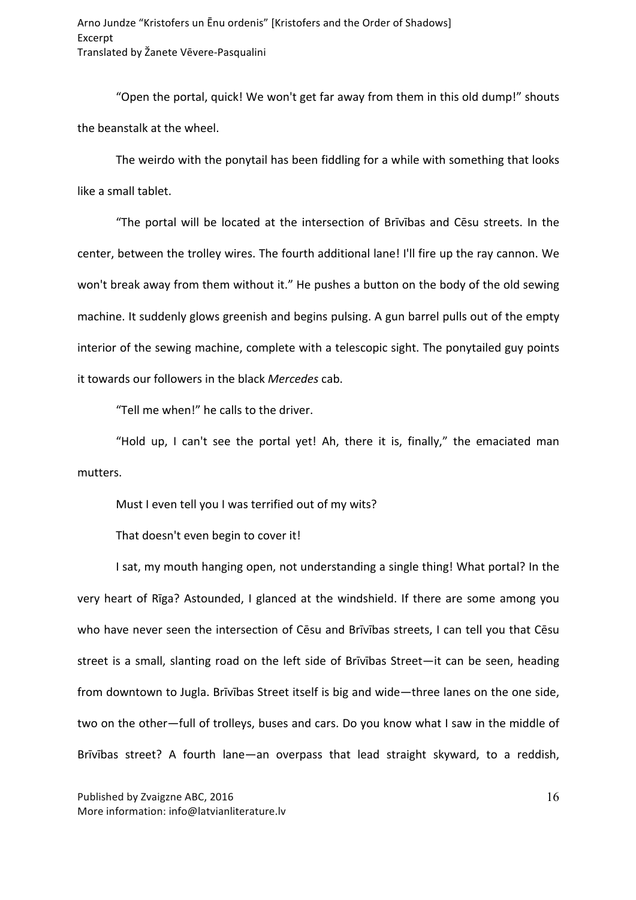"Open the portal, quick! We won't get far away from them in this old dump!" shouts the beanstalk at the wheel.

The weirdo with the ponytail has been fiddling for a while with something that looks like a small tablet.

"The portal will be located at the intersection of Brīvības and Cēsu streets. In the center, between the trolley wires. The fourth additional lane! I'll fire up the ray cannon. We won't break away from them without it." He pushes a button on the body of the old sewing machine. It suddenly glows greenish and begins pulsing. A gun barrel pulls out of the empty interior of the sewing machine, complete with a telescopic sight. The ponytailed guy points it towards our followers in the black *Mercedes* cab.

"Tell me when!" he calls to the driver.

"Hold up, I can't see the portal yet! Ah, there it is, finally," the emaciated man mutters.

Must I even tell you I was terrified out of my wits?

That doesn't even begin to cover it!

I sat, my mouth hanging open, not understanding a single thing! What portal? In the very heart of Rīga? Astounded, I glanced at the windshield. If there are some among you who have never seen the intersection of Cēsu and Brīvības streets, I can tell you that Cēsu street is a small, slanting road on the left side of Brīvības Street—it can be seen, heading from downtown to Jugla. Brīvības Street itself is big and wide—three lanes on the one side, two on the other—full of trolleys, buses and cars. Do you know what I saw in the middle of Brīvības street? A fourth lane—an overpass that lead straight skyward, to a reddish,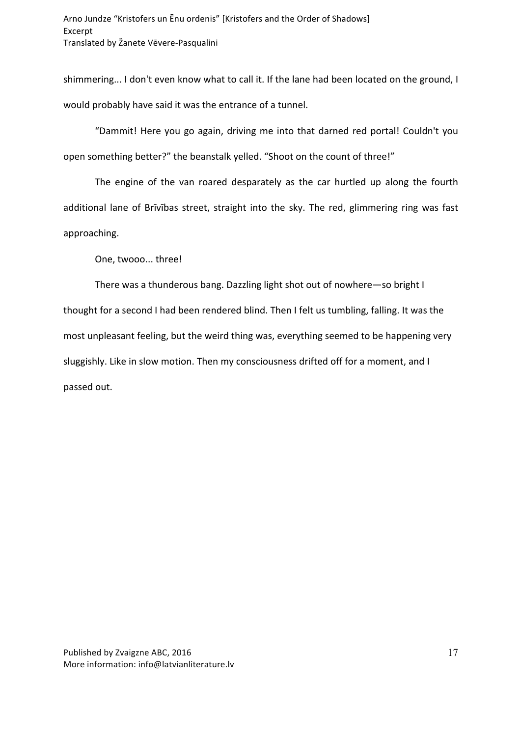shimmering... I don't even know what to call it. If the lane had been located on the ground, I would probably have said it was the entrance of a tunnel.

"Dammit! Here you go again, driving me into that darned red portal! Couldn't you open something better?" the beanstalk yelled. "Shoot on the count of three!"

The engine of the van roared desparately as the car hurtled up along the fourth additional lane of Brīvības street, straight into the sky. The red, glimmering ring was fast approaching.

One, twooo... three!

There was a thunderous bang. Dazzling light shot out of nowhere—so bright I thought for a second I had been rendered blind. Then I felt us tumbling, falling. It was the most unpleasant feeling, but the weird thing was, everything seemed to be happening very sluggishly. Like in slow motion. Then my consciousness drifted off for a moment, and I passed out.